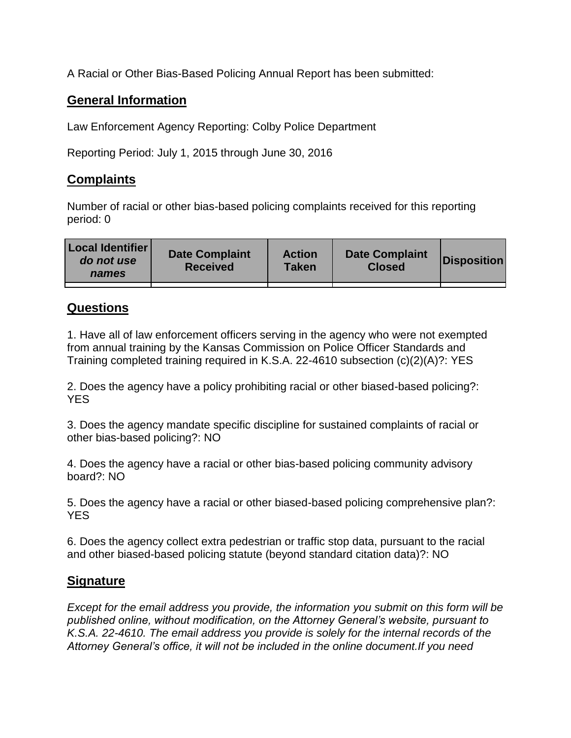A Racial or Other Bias-Based Policing Annual Report has been submitted:

## General Information

Law Enforcement Agency Reporting: Colby Police Department

Reporting Period: July 1, 2015 through June 30, 2016

## Complaints

Number of racial or other bias-based policing complaints received for this reporting period: 0

| Local Identifier *do not use names* | Date Complaint Received | Action Taken | Date Complaint Closed | Disposition |
|---|---|---|---|---|
| | | | | |

## Questions

1. Have all of law enforcement officers serving in the agency who were not exempted from annual training by the Kansas Commission on Police Officer Standards and Training completed training required in K.S.A. 22-4610 subsection (c)(2)(A)?: YES

2. Does the agency have a policy prohibiting racial or other biased-based policing?: YES

3. Does the agency mandate specific discipline for sustained complaints of racial or other bias-based policing?: NO

4. Does the agency have a racial or other bias-based policing community advisory board?: NO

5. Does the agency have a racial or other biased-based policing comprehensive plan?: YES

6. Does the agency collect extra pedestrian or traffic stop data, pursuant to the racial and other biased-based policing statute (beyond standard citation data)?: NO

## Signature

*Except for the email address you provide, the information you submit on this form will be published online, without modification, on the Attorney General's website, pursuant to K.S.A. 22-4610. The email address you provide is solely for the internal records of the Attorney General's office, it will not be included in the online document.If you need*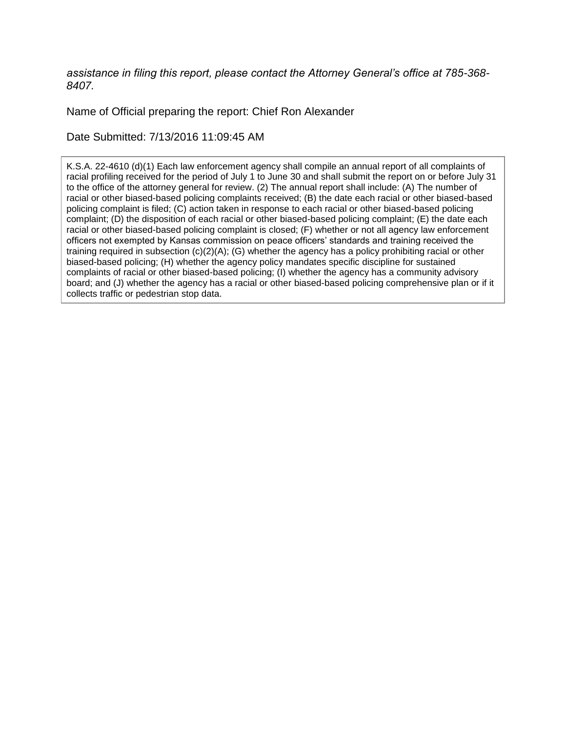*assistance in filing this report, please contact the Attorney General's office at 785-368-8407.*

Name of Official preparing the report: Chief Ron Alexander

Date Submitted: 7/13/2016 11:09:45 AM

K.S.A. 22-4610 (d)(1) Each law enforcement agency shall compile an annual report of all complaints of racial profiling received for the period of July 1 to June 30 and shall submit the report on or before July 31 to the office of the attorney general for review. (2) The annual report shall include: (A) The number of racial or other biased-based policing complaints received; (B) the date each racial or other biased-based policing complaint is filed; (C) action taken in response to each racial or other biased-based policing complaint; (D) the disposition of each racial or other biased-based policing complaint; (E) the date each racial or other biased-based policing complaint is closed; (F) whether or not all agency law enforcement officers not exempted by Kansas commission on peace officers' standards and training received the training required in subsection (c)(2)(A); (G) whether the agency has a policy prohibiting racial or other biased-based policing; (H) whether the agency policy mandates specific discipline for sustained complaints of racial or other biased-based policing; (I) whether the agency has a community advisory board; and (J) whether the agency has a racial or other biased-based policing comprehensive plan or if it collects traffic or pedestrian stop data.